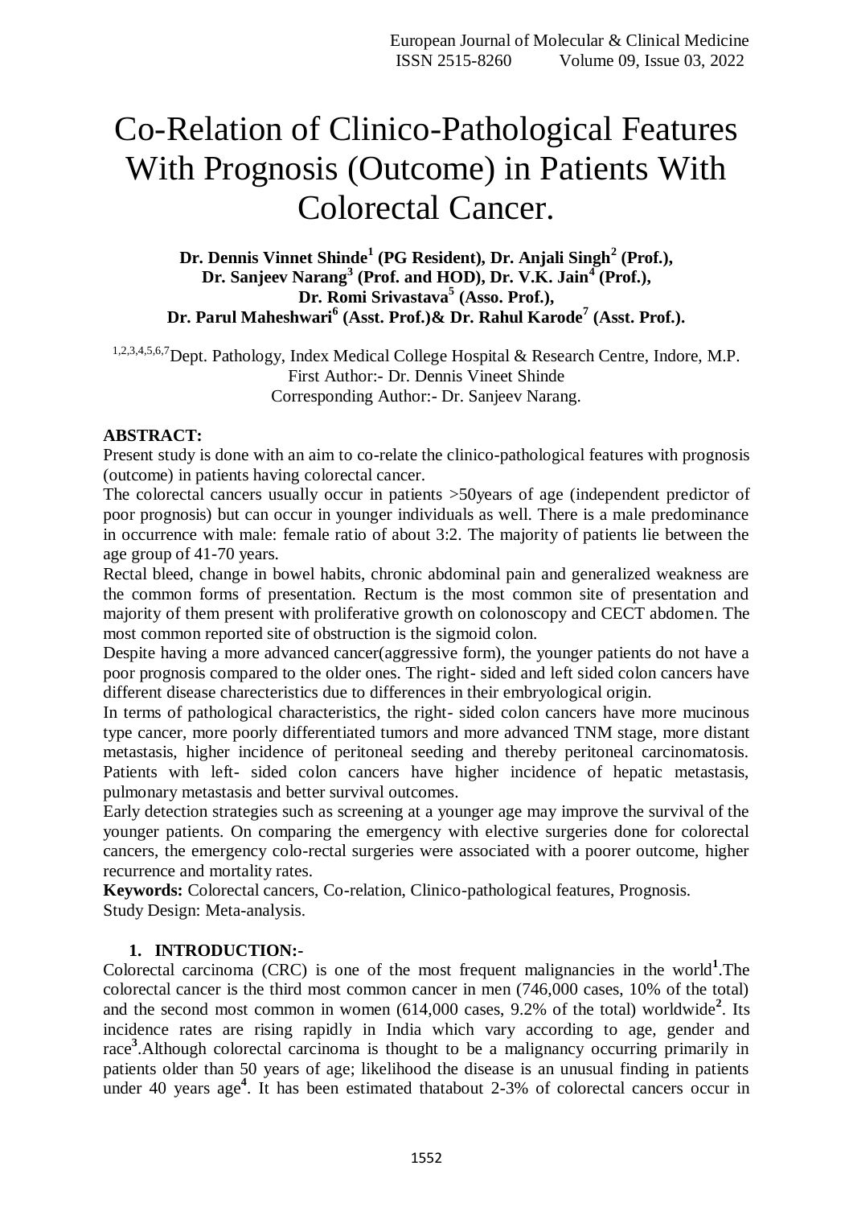# Co-Relation of Clinico-Pathological Features With Prognosis (Outcome) in Patients With Colorectal Cancer.

**Dr. Dennis Vinnet Shinde[1] (PG Resident), Dr. Anjali Singh[2] (Prof.), Dr. Sanjeev Narang[3] (Prof. and HOD), Dr. V.K. Jain[4] (Prof.), Dr. Romi Srivastava[5] (Asso. Prof.), Dr. Parul Maheshwari[6] (Asst. Prof.)& Dr. Rahul Karode[7] (Asst. Prof.).**

[1,2,3,4,5,6,7]Dept. Pathology, Index Medical College Hospital & Research Centre, Indore, M.P.
First Author:- Dr. Dennis Vineet Shinde
Corresponding Author:- Dr. Sanjeev Narang.

**ABSTRACT:**

Present study is done with an aim to co-relate the clinico-pathological features with prognosis (outcome) in patients having colorectal cancer.

The colorectal cancers usually occur in patients >50years of age (independent predictor of poor prognosis) but can occur in younger individuals as well. There is a male predominance in occurrence with male: female ratio of about 3:2. The majority of patients lie between the age group of 41-70 years.

Rectal bleed, change in bowel habits, chronic abdominal pain and generalized weakness are the common forms of presentation. Rectum is the most common site of presentation and majority of them present with proliferative growth on colonoscopy and CECT abdomen. The most common reported site of obstruction is the sigmoid colon.

Despite having a more advanced cancer(aggressive form), the younger patients do not have a poor prognosis compared to the older ones. The right- sided and left sided colon cancers have different disease charecteristics due to differences in their embryological origin.

In terms of pathological characteristics, the right- sided colon cancers have more mucinous type cancer, more poorly differentiated tumors and more advanced TNM stage, more distant metastasis, higher incidence of peritoneal seeding and thereby peritoneal carcinomatosis. Patients with left- sided colon cancers have higher incidence of hepatic metastasis, pulmonary metastasis and better survival outcomes.

Early detection strategies such as screening at a younger age may improve the survival of the younger patients. On comparing the emergency with elective surgeries done for colorectal cancers, the emergency colo-rectal surgeries were associated with a poorer outcome, higher recurrence and mortality rates.

**Keywords:** Colorectal cancers, Co-relation, Clinico-pathological features, Prognosis.
Study Design: Meta-analysis.

## 1. INTRODUCTION:-

Colorectal carcinoma (CRC) is one of the most frequent malignancies in the world[1].The colorectal cancer is the third most common cancer in men (746,000 cases, 10% of the total) and the second most common in women (614,000 cases, 9.2% of the total) worldwide[2]. Its incidence rates are rising rapidly in India which vary according to age, gender and race[3].Although colorectal carcinoma is thought to be a malignancy occurring primarily in patients older than 50 years of age; likelihood the disease is an unusual finding in patients under 40 years age[4]. It has been estimated thatabout 2-3% of colorectal cancers occur in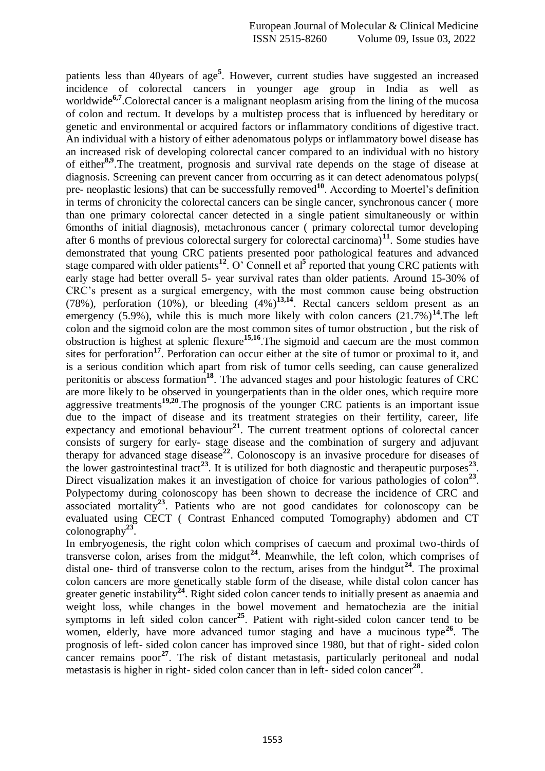patients less than 40years of age[5]. However, current studies have suggested an increased incidence of colorectal cancers in younger age group in India as well as worldwide[6,7].Colorectal cancer is a malignant neoplasm arising from the lining of the mucosa of colon and rectum. It develops by a multistep process that is influenced by hereditary or genetic and environmental or acquired factors or inflammatory conditions of digestive tract. An individual with a history of either adenomatous polyps or inflammatory bowel disease has an increased risk of developing colorectal cancer compared to an individual with no history of either[8,9].The treatment, prognosis and survival rate depends on the stage of disease at diagnosis. Screening can prevent cancer from occurring as it can detect adenomatous polyps( pre- neoplastic lesions) that can be successfully removed[10]. According to Moertel's definition in terms of chronicity the colorectal cancers can be single cancer, synchronous cancer ( more than one primary colorectal cancer detected in a single patient simultaneously or within 6months of initial diagnosis), metachronous cancer ( primary colorectal tumor developing after 6 months of previous colorectal surgery for colorectal carcinoma)[11]. Some studies have demonstrated that young CRC patients presented poor pathological features and advanced stage compared with older patients[12]. O' Connell et al[5] reported that young CRC patients with early stage had better overall 5- year survival rates than older patients. Around 15-30% of CRC's present as a surgical emergency, with the most common cause being obstruction (78%), perforation (10%), or bleeding (4%)[13,14]. Rectal cancers seldom present as an emergency (5.9%), while this is much more likely with colon cancers (21.7%)[14].The left colon and the sigmoid colon are the most common sites of tumor obstruction , but the risk of obstruction is highest at splenic flexure[15,16].The sigmoid and caecum are the most common sites for perforation[17]. Perforation can occur either at the site of tumor or proximal to it, and is a serious condition which apart from risk of tumor cells seeding, can cause generalized peritonitis or abscess formation[18]. The advanced stages and poor histologic features of CRC are more likely to be observed in youngerpatients than in the older ones, which require more aggressive treatments[19,20].The prognosis of the younger CRC patients is an important issue due to the impact of disease and its treatment strategies on their fertility, career, life expectancy and emotional behaviour[21]. The current treatment options of colorectal cancer consists of surgery for early- stage disease and the combination of surgery and adjuvant therapy for advanced stage disease[22]. Colonoscopy is an invasive procedure for diseases of the lower gastrointestinal tract[23]. It is utilized for both diagnostic and therapeutic purposes[23]. Direct visualization makes it an investigation of choice for various pathologies of colon[23]. Polypectomy during colonoscopy has been shown to decrease the incidence of CRC and associated mortality[23]. Patients who are not good candidates for colonoscopy can be evaluated using CECT ( Contrast Enhanced computed Tomography) abdomen and CT colonography[23].

In embryogenesis, the right colon which comprises of caecum and proximal two-thirds of transverse colon, arises from the midgut[24]. Meanwhile, the left colon, which comprises of distal one- third of transverse colon to the rectum, arises from the hindgut[24]. The proximal colon cancers are more genetically stable form of the disease, while distal colon cancer has greater genetic instability[24]. Right sided colon cancer tends to initially present as anaemia and weight loss, while changes in the bowel movement and hematochezia are the initial symptoms in left sided colon cancer[25]. Patient with right-sided colon cancer tend to be women, elderly, have more advanced tumor staging and have a mucinous type[26]. The prognosis of left- sided colon cancer has improved since 1980, but that of right- sided colon cancer remains poor[27]. The risk of distant metastasis, particularly peritoneal and nodal metastasis is higher in right- sided colon cancer than in left- sided colon cancer[28].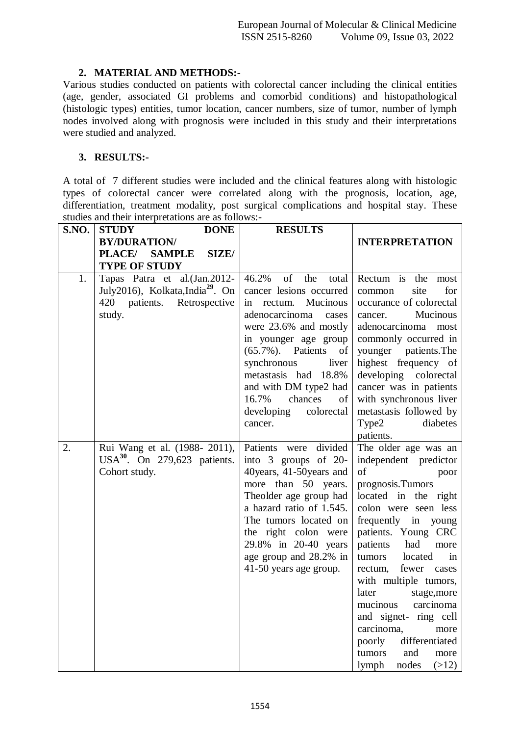## 2. MATERIAL AND METHODS:-

Various studies conducted on patients with colorectal cancer including the clinical entities (age, gender, associated GI problems and comorbid conditions) and histopathological (histologic types) entities, tumor location, cancer numbers, size of tumor, number of lymph nodes involved along with prognosis were included in this study and their interpretations were studied and analyzed.

## 3. RESULTS:-

A total of 7 different studies were included and the clinical features along with histologic types of colorectal cancer were correlated along with the prognosis, location, age, differentiation, treatment modality, post surgical complications and hospital stay. These studies and their interpretations are as follows:-

| S.NO. | STUDY DONE BY/DURATION/ PLACE/ SAMPLE SIZE/ TYPE OF STUDY | RESULTS | INTERPRETATION |
|---|---|---|---|
| 1. | Tapas Patra et al.(Jan.2012-July2016), Kolkata,India[29]. On 420 patients. Retrospective study. | 46.2% of the total cancer lesions occurred in rectum. Mucinous adenocarcinoma cases were 23.6% and mostly in younger age group (65.7%). Patients of synchronous liver metastasis had 18.8% and with DM type2 had 16.7% chances of developing colorectal cancer. | Rectum is the most common site for occurance of colorectal cancer. Mucinous adenocarcinoma most commonly occurred in younger patients.The highest frequency of developing colorectal cancer was in patients with synchronous liver metastasis followed by Type2 diabetes patients. |
| 2. | Rui Wang et al. (1988- 2011), USA[30]. On 279,623 patients. Cohort study. | Patients were divided into 3 groups of 20-40years, 41-50years and more than 50 years. Theolder age group had a hazard ratio of 1.545. The tumors located on the right colon were 29.8% in 20-40 years age group and 28.2% in 41-50 years age group. | The older age was an independent predictor of poor prognosis.Tumors located in the right colon were seen less frequently in young patients. Young CRC patients had more tumors located in rectum, fewer cases with multiple tumors, later stage,more mucinous carcinoma and signet- ring cell carcinoma, more poorly differentiated tumors and more lymph nodes (>12) |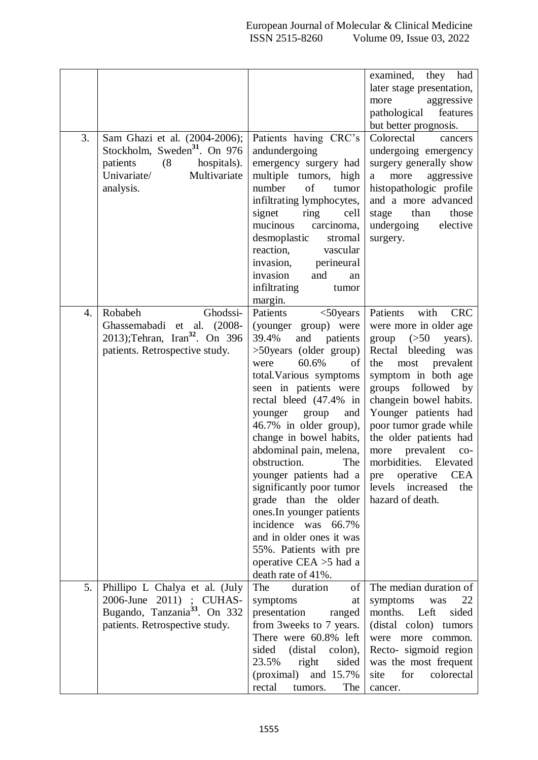| | | | |
|---|---|---|---|
| | | | examined, they had later stage presentation, more aggressive pathological features but better prognosis. |
| 3. | Sam Ghazi et al. (2004-2006); Stockholm, Sweden[31]. On 976 patients (8 hospitals). Univariate/ Multivariate analysis. | Patients having CRC's andundergoing emergency surgery had multiple tumors, high number of tumor infiltrating lymphocytes, signet ring cell mucinous carcinoma, desmoplastic stromal reaction, vascular invasion, perineural invasion and an infiltrating tumor margin. | Colorectal cancers undergoing emergency surgery generally show a more aggressive histopathologic profile and a more advanced stage than those undergoing elective surgery. |
| 4. | Robabeh Ghodssi-Ghassemabadi et al. (2008-2013);Tehran, Iran[32]. On 396 patients. Retrospective study. | Patients <50years (younger group) were 39.4% and patients >50years (older group) were 60.6% of total.Various symptoms seen in patients were rectal bleed (47.4% in younger group and 46.7% in older group), change in bowel habits, abdominal pain, melena, obstruction. The younger patients had a significantly poor tumor grade than the older ones.In younger patients incidence was 66.7% and in older ones it was 55%. Patients with pre operative CEA >5 had a death rate of 41%. | Patients with CRC were more in older age group (>50 years). Rectal bleeding was the most prevalent symptom in both age groups followed by changein bowel habits. Younger patients had poor tumor grade while the older patients had more prevalent co-morbidities. Elevated pre operative CEA levels increased the hazard of death. |
| 5. | Phillipo L Chalya et al. (July 2006-June 2011) ; CUHAS-Bugando, Tanzania[33]. On 332 patients. Retrospective study. | The duration of symptoms at presentation ranged from 3weeks to 7 years. There were 60.8% left sided (distal colon), 23.5% right sided (proximal) and 15.7% rectal tumors. The | The median duration of symptoms was 22 months. Left sided (distal colon) tumors were more common. Recto- sigmoid region was the most frequent site for colorectal cancer. |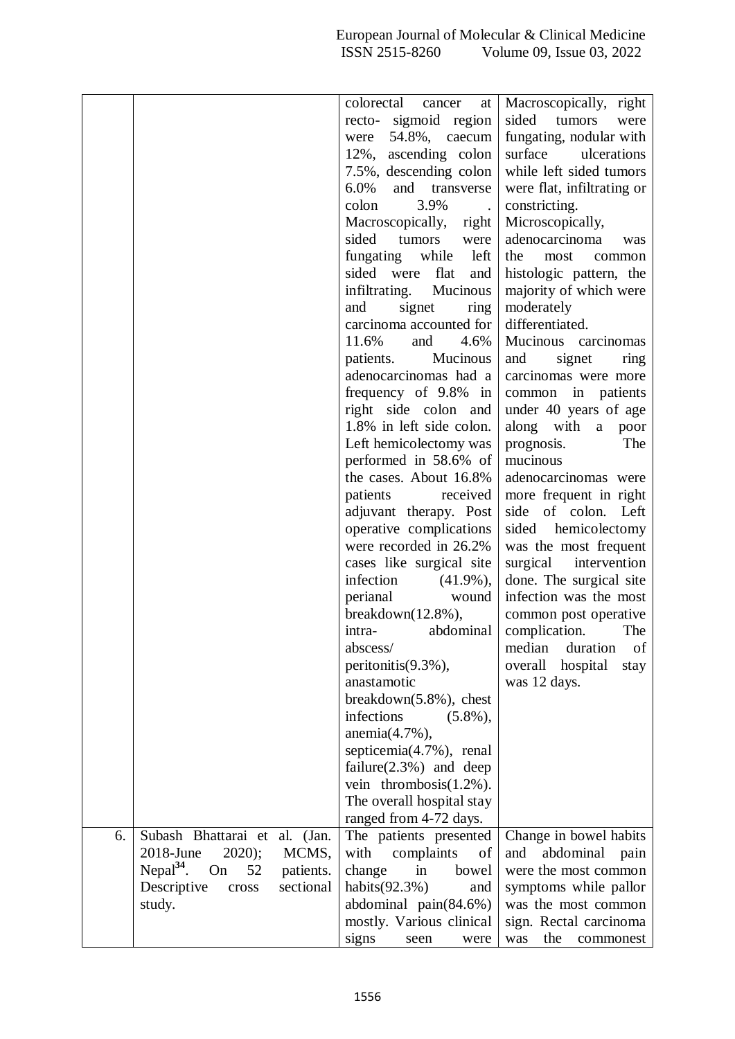| | | | |
|---|---|---|---|
| | | colorectal cancer at recto- sigmoid region were 54.8%, caecum 12%, ascending colon 7.5%, descending colon 6.0% and transverse colon 3.9% . Macroscopically, right sided tumors were fungating while left sided were flat and infiltrating. Mucinous and signet ring carcinoma accounted for 11.6% and 4.6% patients. Mucinous adenocarcinomas had a frequency of 9.8% in right side colon and 1.8% in left side colon. Left hemicolectomy was performed in 58.6% of the cases. About 16.8% patients received adjuvant therapy. Post operative complications were recorded in 26.2% cases like surgical site infection (41.9%), perianal wound breakdown(12.8%), intra- abdominal abscess/ peritonitis(9.3%), anastamotic breakdown(5.8%), chest infections (5.8%), anemia(4.7%), septicemia(4.7%), renal failure(2.3%) and deep vein thrombosis(1.2%). The overall hospital stay ranged from 4-72 days. | Macroscopically, right sided tumors were fungating, nodular with surface ulcerations while left sided tumors were flat, infiltrating or constricting. Microscopically, adenocarcinoma was the most common histologic pattern, the majority of which were moderately differentiated. Mucinous carcinomas and signet ring carcinomas were more common in patients under 40 years of age along with a poor prognosis. The mucinous adenocarcinomas were more frequent in right side of colon. Left sided hemicolectomy was the most frequent surgical intervention done. The surgical site infection was the most common post operative complication. The median duration of overall hospital stay was 12 days. |
| 6. | Subash Bhattarai et al. (Jan. 2018-June 2020); MCMS, Nepal[34]. On 52 patients. Descriptive cross sectional study. | The patients presented with complaints of change in bowel habits(92.3%) and abdominal pain(84.6%) mostly. Various clinical signs seen were | Change in bowel habits and abdominal pain were the most common symptoms while pallor was the most common sign. Rectal carcinoma was the commonest |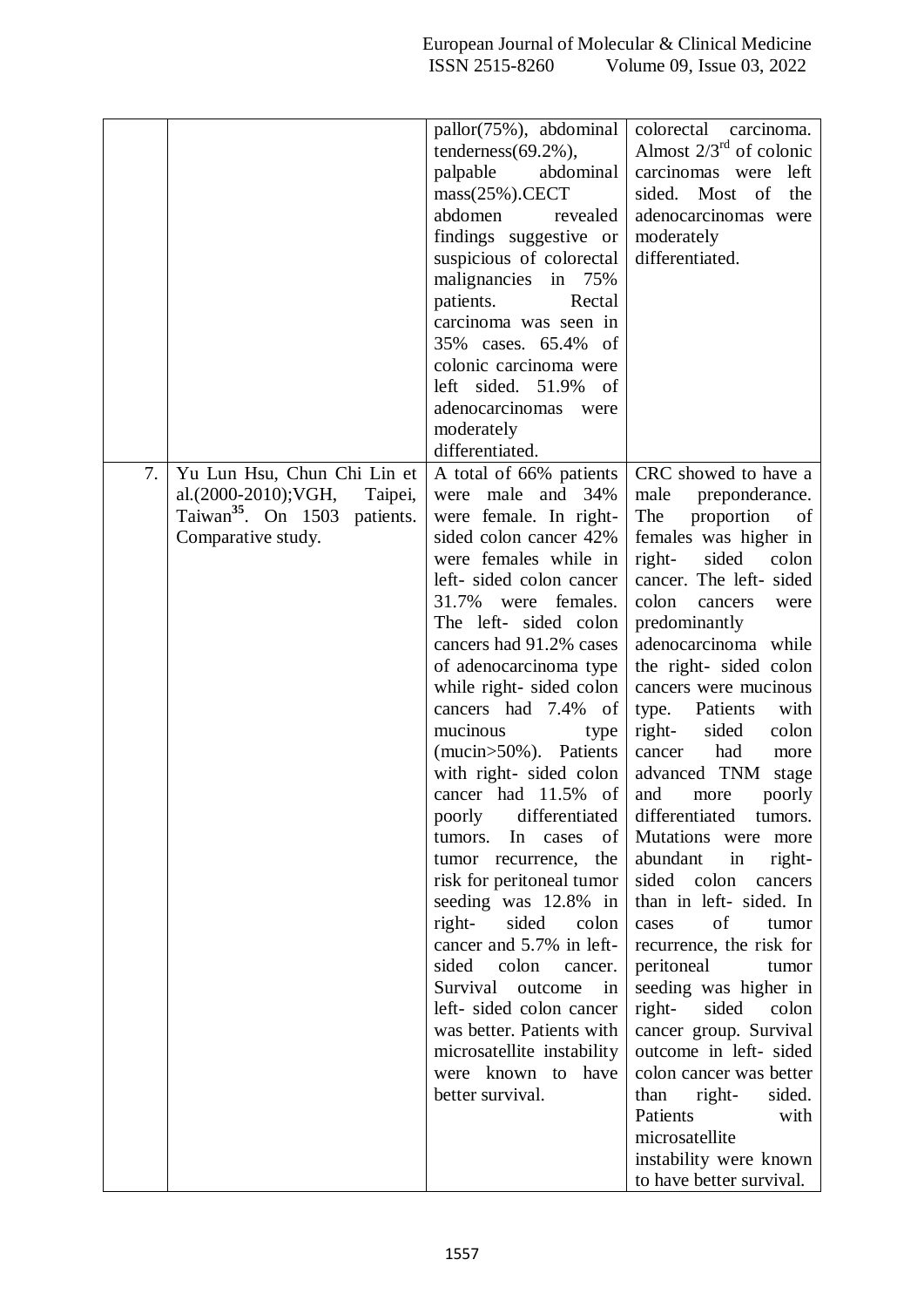| | | | |
|---|---|---|---|
| | | pallor(75%), abdominal tenderness(69.2%), palpable abdominal mass(25%).CECT abdomen revealed findings suggestive or suspicious of colorectal malignancies in 75% patients. Rectal carcinoma was seen in 35% cases. 65.4% of colonic carcinoma were left sided. 51.9% of adenocarcinomas were moderately differentiated. | colorectal carcinoma. Almost 2/3rd of colonic carcinomas were left sided. Most of the adenocarcinomas were moderately differentiated. |
| 7. | Yu Lun Hsu, Chun Chi Lin et al.(2000-2010);VGH, Taipei, Taiwan[35]. On 1503 patients. Comparative study. | A total of 66% patients were male and 34% were female. In right-sided colon cancer 42% were females while in left- sided colon cancer 31.7% were females. The left- sided colon cancers had 91.2% cases of adenocarcinoma type while right- sided colon cancers had 7.4% of mucinous type (mucin>50%). Patients with right- sided colon cancer had 11.5% of poorly differentiated tumors. In cases of tumor recurrence, the risk for peritoneal tumor seeding was 12.8% in right- sided colon cancer and 5.7% in left- sided colon cancer. Survival outcome in left- sided colon cancer was better. Patients with microsatellite instability were known to have better survival. | CRC showed to have a male preponderance. The proportion of females was higher in right- sided colon cancer. The left- sided colon cancers were predominantly adenocarcinoma while the right- sided colon cancers were mucinous type. Patients with right- sided colon cancer had more advanced TNM stage and more poorly differentiated tumors. Mutations were more abundant in right- sided colon cancers than in left- sided. In cases of tumor recurrence, the risk for peritoneal tumor seeding was higher in right- sided colon cancer group. Survival outcome in left- sided colon cancer was better than right- sided. Patients with microsatellite instability were known to have better survival. |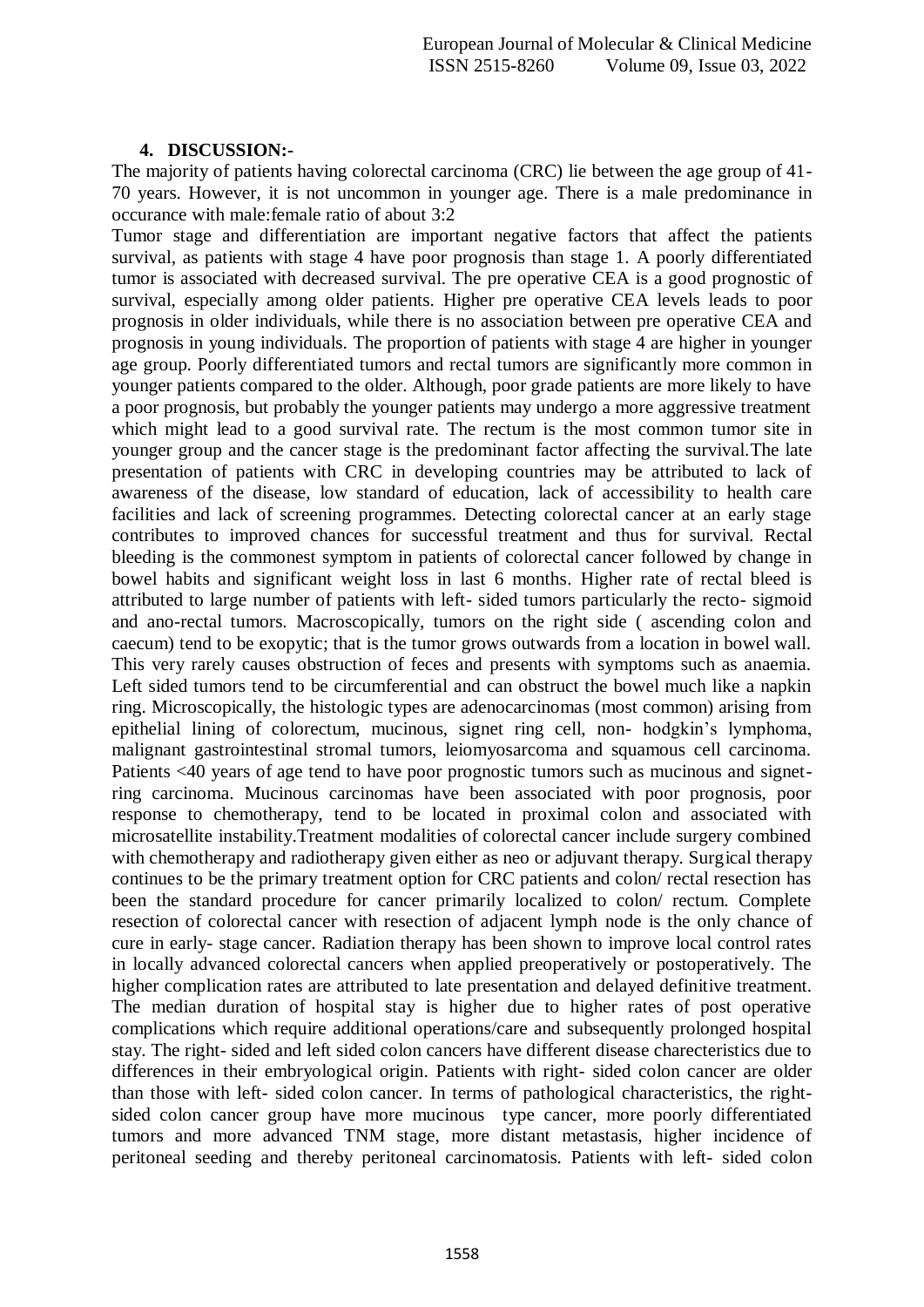## 4. DISCUSSION:-

The majority of patients having colorectal carcinoma (CRC) lie between the age group of 41-70 years. However, it is not uncommon in younger age. There is a male predominance in occurance with male:female ratio of about 3:2

Tumor stage and differentiation are important negative factors that affect the patients survival, as patients with stage 4 have poor prognosis than stage 1. A poorly differentiated tumor is associated with decreased survival. The pre operative CEA is a good prognostic of survival, especially among older patients. Higher pre operative CEA levels leads to poor prognosis in older individuals, while there is no association between pre operative CEA and prognosis in young individuals. The proportion of patients with stage 4 are higher in younger age group. Poorly differentiated tumors and rectal tumors are significantly more common in younger patients compared to the older. Although, poor grade patients are more likely to have a poor prognosis, but probably the younger patients may undergo a more aggressive treatment which might lead to a good survival rate. The rectum is the most common tumor site in younger group and the cancer stage is the predominant factor affecting the survival.The late presentation of patients with CRC in developing countries may be attributed to lack of awareness of the disease, low standard of education, lack of accessibility to health care facilities and lack of screening programmes. Detecting colorectal cancer at an early stage contributes to improved chances for successful treatment and thus for survival. Rectal bleeding is the commonest symptom in patients of colorectal cancer followed by change in bowel habits and significant weight loss in last 6 months. Higher rate of rectal bleed is attributed to large number of patients with left- sided tumors particularly the recto- sigmoid and ano-rectal tumors. Macroscopically, tumors on the right side ( ascending colon and caecum) tend to be exopytic; that is the tumor grows outwards from a location in bowel wall. This very rarely causes obstruction of feces and presents with symptoms such as anaemia. Left sided tumors tend to be circumferential and can obstruct the bowel much like a napkin ring. Microscopically, the histologic types are adenocarcinomas (most common) arising from epithelial lining of colorectum, mucinous, signet ring cell, non- hodgkin's lymphoma, malignant gastrointestinal stromal tumors, leiomyosarcoma and squamous cell carcinoma. Patients <40 years of age tend to have poor prognostic tumors such as mucinous and signet-ring carcinoma. Mucinous carcinomas have been associated with poor prognosis, poor response to chemotherapy, tend to be located in proximal colon and associated with microsatellite instability.Treatment modalities of colorectal cancer include surgery combined with chemotherapy and radiotherapy given either as neo or adjuvant therapy. Surgical therapy continues to be the primary treatment option for CRC patients and colon/ rectal resection has been the standard procedure for cancer primarily localized to colon/ rectum. Complete resection of colorectal cancer with resection of adjacent lymph node is the only chance of cure in early- stage cancer. Radiation therapy has been shown to improve local control rates in locally advanced colorectal cancers when applied preoperatively or postoperatively. The higher complication rates are attributed to late presentation and delayed definitive treatment. The median duration of hospital stay is higher due to higher rates of post operative complications which require additional operations/care and subsequently prolonged hospital stay. The right- sided and left sided colon cancers have different disease charecteristics due to differences in their embryological origin. Patients with right- sided colon cancer are older than those with left- sided colon cancer. In terms of pathological characteristics, the right-sided colon cancer group have more mucinous type cancer, more poorly differentiated tumors and more advanced TNM stage, more distant metastasis, higher incidence of peritoneal seeding and thereby peritoneal carcinomatosis. Patients with left- sided colon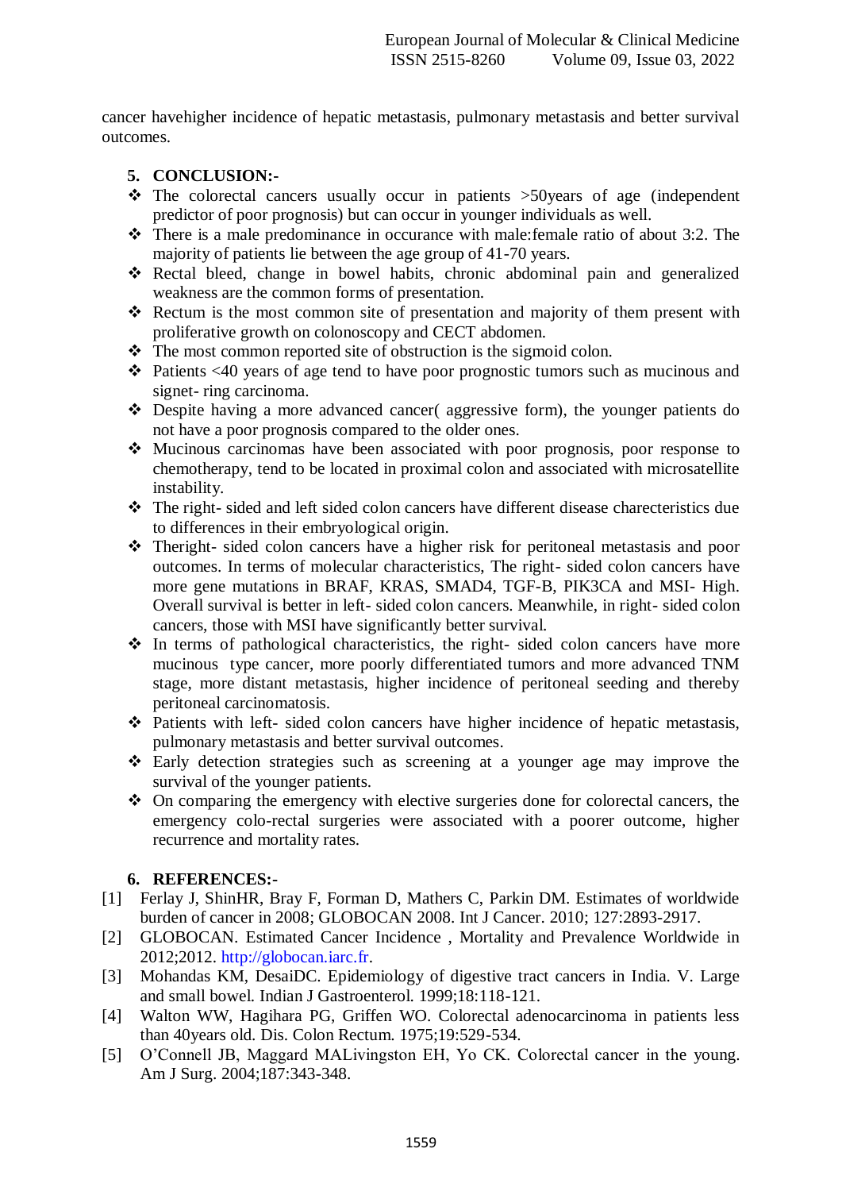cancer havehigher incidence of hepatic metastasis, pulmonary metastasis and better survival outcomes.

## 5. CONCLUSION:-

- ❖ The colorectal cancers usually occur in patients >50years of age (independent predictor of poor prognosis) but can occur in younger individuals as well.
- ❖ There is a male predominance in occurance with male:female ratio of about 3:2. The majority of patients lie between the age group of 41-70 years.
- ❖ Rectal bleed, change in bowel habits, chronic abdominal pain and generalized weakness are the common forms of presentation.
- ❖ Rectum is the most common site of presentation and majority of them present with proliferative growth on colonoscopy and CECT abdomen.
- ❖ The most common reported site of obstruction is the sigmoid colon.
- ❖ Patients <40 years of age tend to have poor prognostic tumors such as mucinous and signet- ring carcinoma.
- ❖ Despite having a more advanced cancer( aggressive form), the younger patients do not have a poor prognosis compared to the older ones.
- ❖ Mucinous carcinomas have been associated with poor prognosis, poor response to chemotherapy, tend to be located in proximal colon and associated with microsatellite instability.
- ❖ The right- sided and left sided colon cancers have different disease charecteristics due to differences in their embryological origin.
- ❖ Theright- sided colon cancers have a higher risk for peritoneal metastasis and poor outcomes. In terms of molecular characteristics, The right- sided colon cancers have more gene mutations in BRAF, KRAS, SMAD4, TGF-B, PIK3CA and MSI- High. Overall survival is better in left- sided colon cancers. Meanwhile, in right- sided colon cancers, those with MSI have significantly better survival.
- ❖ In terms of pathological characteristics, the right- sided colon cancers have more mucinous type cancer, more poorly differentiated tumors and more advanced TNM stage, more distant metastasis, higher incidence of peritoneal seeding and thereby peritoneal carcinomatosis.
- ❖ Patients with left- sided colon cancers have higher incidence of hepatic metastasis, pulmonary metastasis and better survival outcomes.
- ❖ Early detection strategies such as screening at a younger age may improve the survival of the younger patients.
- ❖ On comparing the emergency with elective surgeries done for colorectal cancers, the emergency colo-rectal surgeries were associated with a poorer outcome, higher recurrence and mortality rates.

## 6. REFERENCES:-

[1] Ferlay J, ShinHR, Bray F, Forman D, Mathers C, Parkin DM. Estimates of worldwide burden of cancer in 2008; GLOBOCAN 2008. Int J Cancer. 2010; 127:2893-2917.

[2] GLOBOCAN. Estimated Cancer Incidence , Mortality and Prevalence Worldwide in 2012;2012. http://globocan.iarc.fr.

[3] Mohandas KM, DesaiDC. Epidemiology of digestive tract cancers in India. V. Large and small bowel. Indian J Gastroenterol. 1999;18:118-121.

[4] Walton WW, Hagihara PG, Griffen WO. Colorectal adenocarcinoma in patients less than 40years old. Dis. Colon Rectum. 1975;19:529-534.

[5] O'Connell JB, Maggard MALivingston EH, Yo CK. Colorectal cancer in the young. Am J Surg. 2004;187:343-348.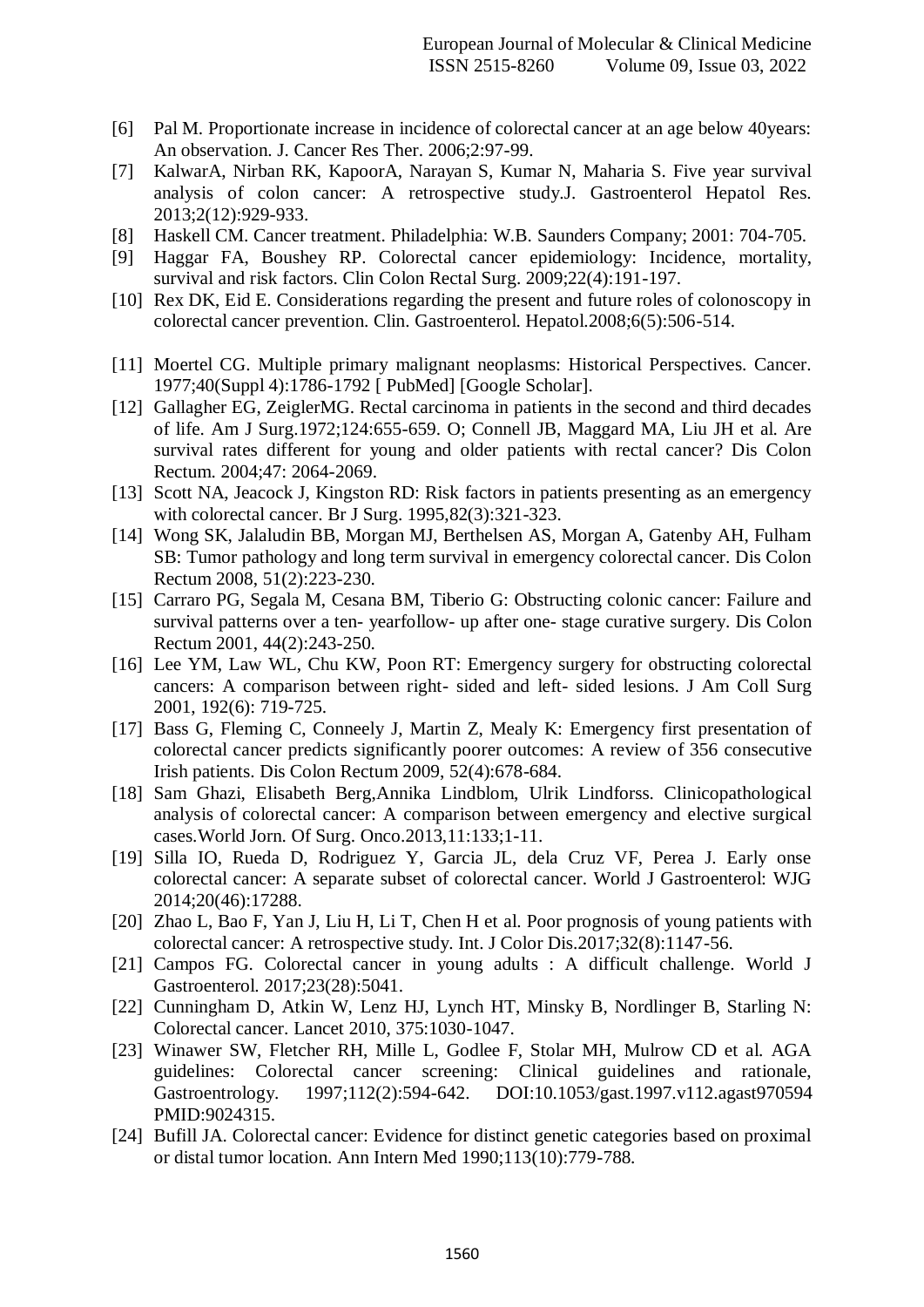[6] Pal M. Proportionate increase in incidence of colorectal cancer at an age below 40years: An observation. J. Cancer Res Ther. 2006;2:97-99.

[7] KalwarA, Nirban RK, KapoorA, Narayan S, Kumar N, Maharia S. Five year survival analysis of colon cancer: A retrospective study.J. Gastroenterol Hepatol Res. 2013;2(12):929-933.

[8] Haskell CM. Cancer treatment. Philadelphia: W.B. Saunders Company; 2001: 704-705.

[9] Haggar FA, Boushey RP. Colorectal cancer epidemiology: Incidence, mortality, survival and risk factors. Clin Colon Rectal Surg. 2009;22(4):191-197.

[10] Rex DK, Eid E. Considerations regarding the present and future roles of colonoscopy in colorectal cancer prevention. Clin. Gastroenterol. Hepatol.2008;6(5):506-514.

[11] Moertel CG. Multiple primary malignant neoplasms: Historical Perspectives. Cancer. 1977;40(Suppl 4):1786-1792 [ PubMed] [Google Scholar].

[12] Gallagher EG, ZeiglerMG. Rectal carcinoma in patients in the second and third decades of life. Am J Surg.1972;124:655-659. O; Connell JB, Maggard MA, Liu JH et al. Are survival rates different for young and older patients with rectal cancer? Dis Colon Rectum. 2004;47: 2064-2069.

[13] Scott NA, Jeacock J, Kingston RD: Risk factors in patients presenting as an emergency with colorectal cancer. Br J Surg. 1995,82(3):321-323.

[14] Wong SK, Jalaludin BB, Morgan MJ, Berthelsen AS, Morgan A, Gatenby AH, Fulham SB: Tumor pathology and long term survival in emergency colorectal cancer. Dis Colon Rectum 2008, 51(2):223-230.

[15] Carraro PG, Segala M, Cesana BM, Tiberio G: Obstructing colonic cancer: Failure and survival patterns over a ten- yearfollow- up after one- stage curative surgery. Dis Colon Rectum 2001, 44(2):243-250.

[16] Lee YM, Law WL, Chu KW, Poon RT: Emergency surgery for obstructing colorectal cancers: A comparison between right- sided and left- sided lesions. J Am Coll Surg 2001, 192(6): 719-725.

[17] Bass G, Fleming C, Conneely J, Martin Z, Mealy K: Emergency first presentation of colorectal cancer predicts significantly poorer outcomes: A review of 356 consecutive Irish patients. Dis Colon Rectum 2009, 52(4):678-684.

[18] Sam Ghazi, Elisabeth Berg,Annika Lindblom, Ulrik Lindforss. Clinicopathological analysis of colorectal cancer: A comparison between emergency and elective surgical cases.World Jorn. Of Surg. Onco.2013,11:133;1-11.

[19] Silla IO, Rueda D, Rodriguez Y, Garcia JL, dela Cruz VF, Perea J. Early onse colorectal cancer: A separate subset of colorectal cancer. World J Gastroenterol: WJG 2014;20(46):17288.

[20] Zhao L, Bao F, Yan J, Liu H, Li T, Chen H et al. Poor prognosis of young patients with colorectal cancer: A retrospective study. Int. J Color Dis.2017;32(8):1147-56.

[21] Campos FG. Colorectal cancer in young adults : A difficult challenge. World J Gastroenterol. 2017;23(28):5041.

[22] Cunningham D, Atkin W, Lenz HJ, Lynch HT, Minsky B, Nordlinger B, Starling N: Colorectal cancer. Lancet 2010, 375:1030-1047.

[23] Winawer SW, Fletcher RH, Mille L, Godlee F, Stolar MH, Mulrow CD et al. AGA guidelines: Colorectal cancer screening: Clinical guidelines and rationale, Gastroentrology. 1997;112(2):594-642. DOI:10.1053/gast.1997.v112.agast970594 PMID:9024315.

[24] Bufill JA. Colorectal cancer: Evidence for distinct genetic categories based on proximal or distal tumor location. Ann Intern Med 1990;113(10):779-788.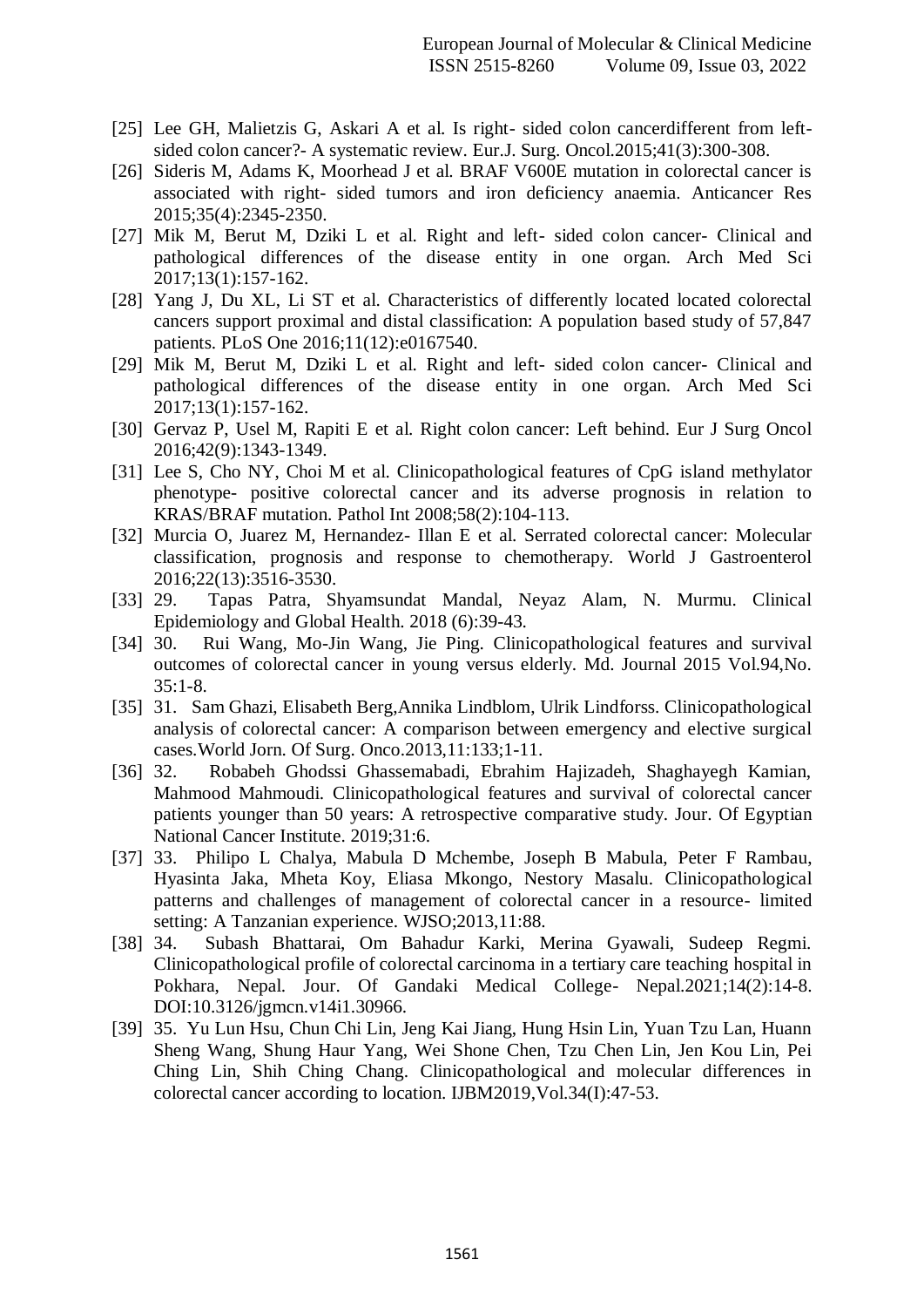[25] Lee GH, Malietzis G, Askari A et al. Is right- sided colon cancerdifferent from left-sided colon cancer?- A systematic review. Eur.J. Surg. Oncol.2015;41(3):300-308.

[26] Sideris M, Adams K, Moorhead J et al. BRAF V600E mutation in colorectal cancer is associated with right- sided tumors and iron deficiency anaemia. Anticancer Res 2015;35(4):2345-2350.

[27] Mik M, Berut M, Dziki L et al. Right and left- sided colon cancer- Clinical and pathological differences of the disease entity in one organ. Arch Med Sci 2017;13(1):157-162.

[28] Yang J, Du XL, Li ST et al. Characteristics of differently located located colorectal cancers support proximal and distal classification: A population based study of 57,847 patients. PLoS One 2016;11(12):e0167540.

[29] Mik M, Berut M, Dziki L et al. Right and left- sided colon cancer- Clinical and pathological differences of the disease entity in one organ. Arch Med Sci 2017;13(1):157-162.

[30] Gervaz P, Usel M, Rapiti E et al. Right colon cancer: Left behind. Eur J Surg Oncol 2016;42(9):1343-1349.

[31] Lee S, Cho NY, Choi M et al. Clinicopathological features of CpG island methylator phenotype- positive colorectal cancer and its adverse prognosis in relation to KRAS/BRAF mutation. Pathol Int 2008;58(2):104-113.

[32] Murcia O, Juarez M, Hernandez- Illan E et al. Serrated colorectal cancer: Molecular classification, prognosis and response to chemotherapy. World J Gastroenterol 2016;22(13):3516-3530.

[33] 29. Tapas Patra, Shyamsundat Mandal, Neyaz Alam, N. Murmu. Clinical Epidemiology and Global Health. 2018 (6):39-43.

[34] 30. Rui Wang, Mo-Jin Wang, Jie Ping. Clinicopathological features and survival outcomes of colorectal cancer in young versus elderly. Md. Journal 2015 Vol.94,No. 35:1-8.

[35] 31. Sam Ghazi, Elisabeth Berg,Annika Lindblom, Ulrik Lindforss. Clinicopathological analysis of colorectal cancer: A comparison between emergency and elective surgical cases.World Jorn. Of Surg. Onco.2013,11:133;1-11.

[36] 32. Robabeh Ghodssi Ghassemabadi, Ebrahim Hajizadeh, Shaghayegh Kamian, Mahmood Mahmoudi. Clinicopathological features and survival of colorectal cancer patients younger than 50 years: A retrospective comparative study. Jour. Of Egyptian National Cancer Institute. 2019;31:6.

[37] 33. Philipo L Chalya, Mabula D Mchembe, Joseph B Mabula, Peter F Rambau, Hyasinta Jaka, Mheta Koy, Eliasa Mkongo, Nestory Masalu. Clinicopathological patterns and challenges of management of colorectal cancer in a resource- limited setting: A Tanzanian experience. WJSO;2013,11:88.

[38] 34. Subash Bhattarai, Om Bahadur Karki, Merina Gyawali, Sudeep Regmi. Clinicopathological profile of colorectal carcinoma in a tertiary care teaching hospital in Pokhara, Nepal. Jour. Of Gandaki Medical College- Nepal.2021;14(2):14-8. DOI:10.3126/jgmcn.v14i1.30966.

[39] 35. Yu Lun Hsu, Chun Chi Lin, Jeng Kai Jiang, Hung Hsin Lin, Yuan Tzu Lan, Huann Sheng Wang, Shung Haur Yang, Wei Shone Chen, Tzu Chen Lin, Jen Kou Lin, Pei Ching Lin, Shih Ching Chang. Clinicopathological and molecular differences in colorectal cancer according to location. IJBM2019,Vol.34(I):47-53.